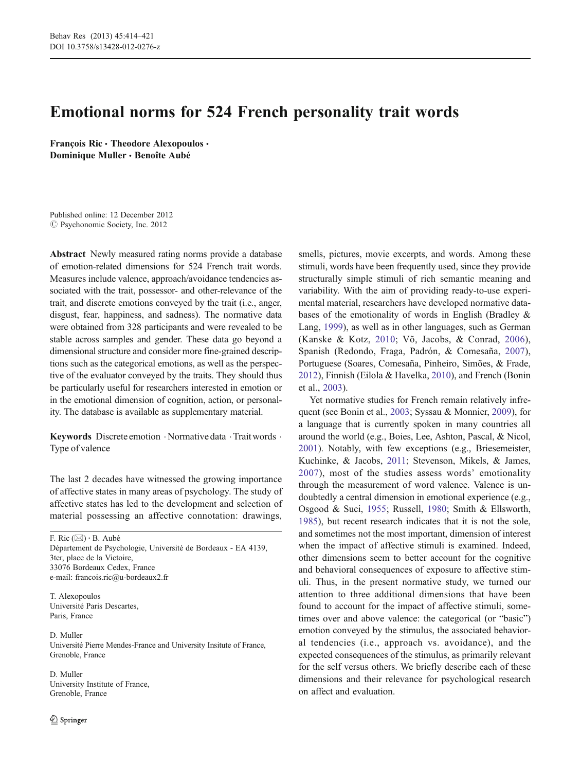# Emotional norms for 524 French personality trait words

**François Ric · Theodore Alexopoulos · Dominique Muller · Benoîte Aubé**

Published online: 12 December 2012
© Psychonomic Society, Inc. 2012

**Abstract** Newly measured rating norms provide a database of emotion-related dimensions for 524 French trait words. Measures include valence, approach/avoidance tendencies associated with the trait, possessor- and other-relevance of the trait, and discrete emotions conveyed by the trait (i.e., anger, disgust, fear, happiness, and sadness). The normative data were obtained from 328 participants and were revealed to be stable across samples and gender. These data go beyond a dimensional structure and consider more fine-grained descriptions such as the categorical emotions, as well as the perspective of the evaluator conveyed by the traits. They should thus be particularly useful for researchers interested in emotion or in the emotional dimension of cognition, action, or personality. The database is available as supplementary material.

**Keywords** Discrete emotion · Normative data · Trait words · Type of valence

The last 2 decades have witnessed the growing importance of affective states in many areas of psychology. The study of affective states has led to the development and selection of material possessing an affective connotation: drawings, smells, pictures, movie excerpts, and words. Among these stimuli, words have been frequently used, since they provide structurally simple stimuli of rich semantic meaning and variability. With the aim of providing ready-to-use experimental material, researchers have developed normative databases of the emotionality of words in English (Bradley & Lang, 1999), as well as in other languages, such as German (Kanske & Kotz, 2010; Võ, Jacobs, & Conrad, 2006), Spanish (Redondo, Fraga, Padrón, & Comesaña, 2007), Portuguese (Soares, Comesaña, Pinheiro, Simões, & Frade, 2012), Finnish (Eilola & Havelka, 2010), and French (Bonin et al., 2003).

Yet normative studies for French remain relatively infrequent (see Bonin et al., 2003; Syssau & Monnier, 2009), for a language that is currently spoken in many countries all around the world (e.g., Boies, Lee, Ashton, Pascal, & Nicol, 2001). Notably, with few exceptions (e.g., Briesemeister, Kuchinke, & Jacobs, 2011; Stevenson, Mikels, & James, 2007), most of the studies assess words' emotionality through the measurement of word valence. Valence is undoubtedly a central dimension in emotional experience (e.g., Osgood & Suci, 1955; Russell, 1980; Smith & Ellsworth, 1985), but recent research indicates that it is not the sole, and sometimes not the most important, dimension of interest when the impact of affective stimuli is examined. Indeed, other dimensions seem to better account for the cognitive and behavioral consequences of exposure to affective stimuli. Thus, in the present normative study, we turned our attention to three additional dimensions that have been found to account for the impact of affective stimuli, sometimes over and above valence: the categorical (or "basic") emotion conveyed by the stimulus, the associated behavioral tendencies (i.e., approach vs. avoidance), and the expected consequences of the stimulus, as primarily relevant for the self versus others. We briefly describe each of these dimensions and their relevance for psychological research on affect and evaluation.

---

F. Ric (✉) · B. Aubé
Département de Psychologie, Université de Bordeaux - EA 4139, 3ter, place de la Victoire, 33076 Bordeaux Cedex, France
e-mail: francois.ric@u-bordeaux2.fr

T. Alexopoulos
Université Paris Descartes, Paris, France

D. Muller
Université Pierre Mendes-France and University Insitute of France, Grenoble, France

D. Muller
University Institute of France, Grenoble, France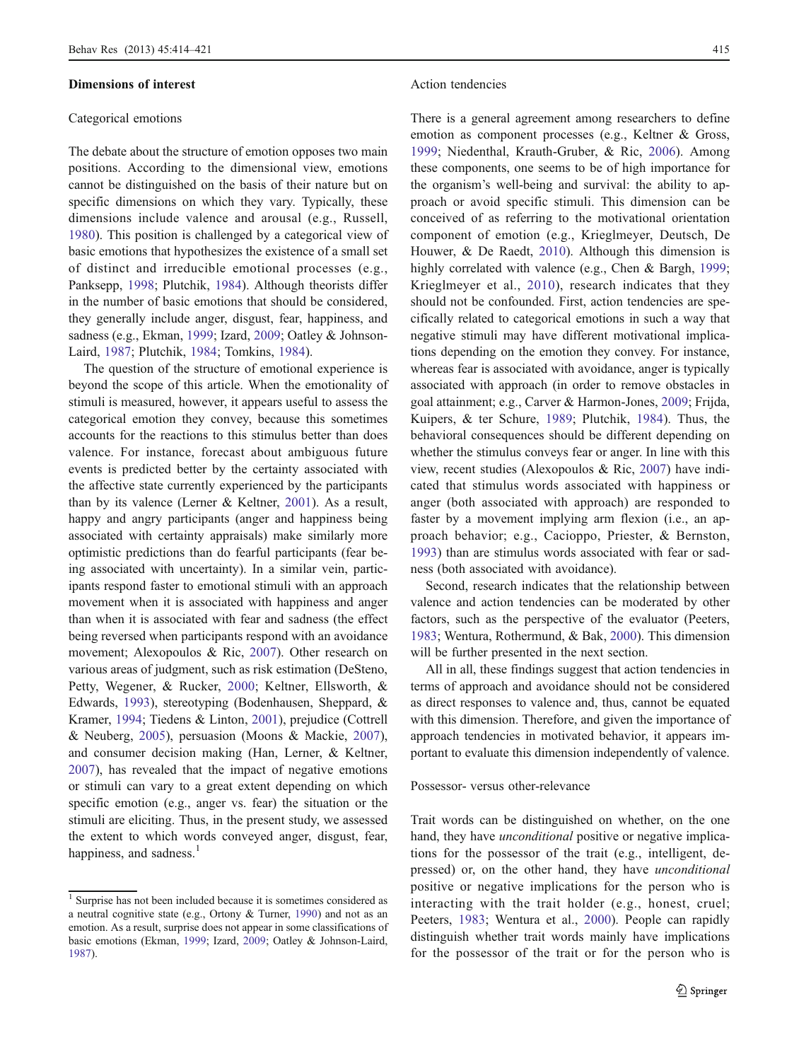### Dimensions of interest

#### Categorical emotions

The debate about the structure of emotion opposes two main positions. According to the dimensional view, emotions cannot be distinguished on the basis of their nature but on specific dimensions on which they vary. Typically, these dimensions include valence and arousal (e.g., Russell, 1980). This position is challenged by a categorical view of basic emotions that hypothesizes the existence of a small set of distinct and irreducible emotional processes (e.g., Panksepp, 1998; Plutchik, 1984). Although theorists differ in the number of basic emotions that should be considered, they generally include anger, disgust, fear, happiness, and sadness (e.g., Ekman, 1999; Izard, 2009; Oatley & Johnson-Laird, 1987; Plutchik, 1984; Tomkins, 1984).

The question of the structure of emotional experience is beyond the scope of this article. When the emotionality of stimuli is measured, however, it appears useful to assess the categorical emotion they convey, because this sometimes accounts for the reactions to this stimulus better than does valence. For instance, forecast about ambiguous future events is predicted better by the certainty associated with the affective state currently experienced by the participants than by its valence (Lerner & Keltner, 2001). As a result, happy and angry participants (anger and happiness being associated with certainty appraisals) make similarly more optimistic predictions than do fearful participants (fear being associated with uncertainty). In a similar vein, participants respond faster to emotional stimuli with an approach movement when it is associated with happiness and anger than when it is associated with fear and sadness (the effect being reversed when participants respond with an avoidance movement; Alexopoulos & Ric, 2007). Other research on various areas of judgment, such as risk estimation (DeSteno, Petty, Wegener, & Rucker, 2000; Keltner, Ellsworth, & Edwards, 1993), stereotyping (Bodenhausen, Sheppard, & Kramer, 1994; Tiedens & Linton, 2001), prejudice (Cottrell & Neuberg, 2005), persuasion (Moons & Mackie, 2007), and consumer decision making (Han, Lerner, & Keltner, 2007), has revealed that the impact of negative emotions or stimuli can vary to a great extent depending on which specific emotion (e.g., anger vs. fear) the situation or the stimuli are eliciting. Thus, in the present study, we assessed the extent to which words conveyed anger, disgust, fear, happiness, and sadness.[1]

#### Action tendencies

There is a general agreement among researchers to define emotion as component processes (e.g., Keltner & Gross, 1999; Niedenthal, Krauth-Gruber, & Ric, 2006). Among these components, one seems to be of high importance for the organism's well-being and survival: the ability to approach or avoid specific stimuli. This dimension can be conceived of as referring to the motivational orientation component of emotion (e.g., Krieglmeyer, Deutsch, De Houwer, & De Raedt, 2010). Although this dimension is highly correlated with valence (e.g., Chen & Bargh, 1999; Krieglmeyer et al., 2010), research indicates that they should not be confounded. First, action tendencies are specifically related to categorical emotions in such a way that negative stimuli may have different motivational implications depending on the emotion they convey. For instance, whereas fear is associated with avoidance, anger is typically associated with approach (in order to remove obstacles in goal attainment; e.g., Carver & Harmon-Jones, 2009; Frijda, Kuipers, & ter Schure, 1989; Plutchik, 1984). Thus, the behavioral consequences should be different depending on whether the stimulus conveys fear or anger. In line with this view, recent studies (Alexopoulos & Ric, 2007) have indicated that stimulus words associated with happiness or anger (both associated with approach) are responded to faster by a movement implying arm flexion (i.e., an approach behavior; e.g., Cacioppo, Priester, & Bernston, 1993) than are stimulus words associated with fear or sadness (both associated with avoidance).

Second, research indicates that the relationship between valence and action tendencies can be moderated by other factors, such as the perspective of the evaluator (Peeters, 1983; Wentura, Rothermund, & Bak, 2000). This dimension will be further presented in the next section.

All in all, these findings suggest that action tendencies in terms of approach and avoidance should not be considered as direct responses to valence and, thus, cannot be equated with this dimension. Therefore, and given the importance of approach tendencies in motivated behavior, it appears important to evaluate this dimension independently of valence.

#### Possessor- versus other-relevance

Trait words can be distinguished on whether, on the one hand, they have *unconditional* positive or negative implications for the possessor of the trait (e.g., intelligent, depressed) or, on the other hand, they have *unconditional* positive or negative implications for the person who is interacting with the trait holder (e.g., honest, cruel; Peeters, 1983; Wentura et al., 2000). People can rapidly distinguish whether trait words mainly have implications for the possessor of the trait or for the person who is

[1] Surprise has not been included because it is sometimes considered as a neutral cognitive state (e.g., Ortony & Turner, 1990) and not as an emotion. As a result, surprise does not appear in some classifications of basic emotions (Ekman, 1999; Izard, 2009; Oatley & Johnson-Laird, 1987).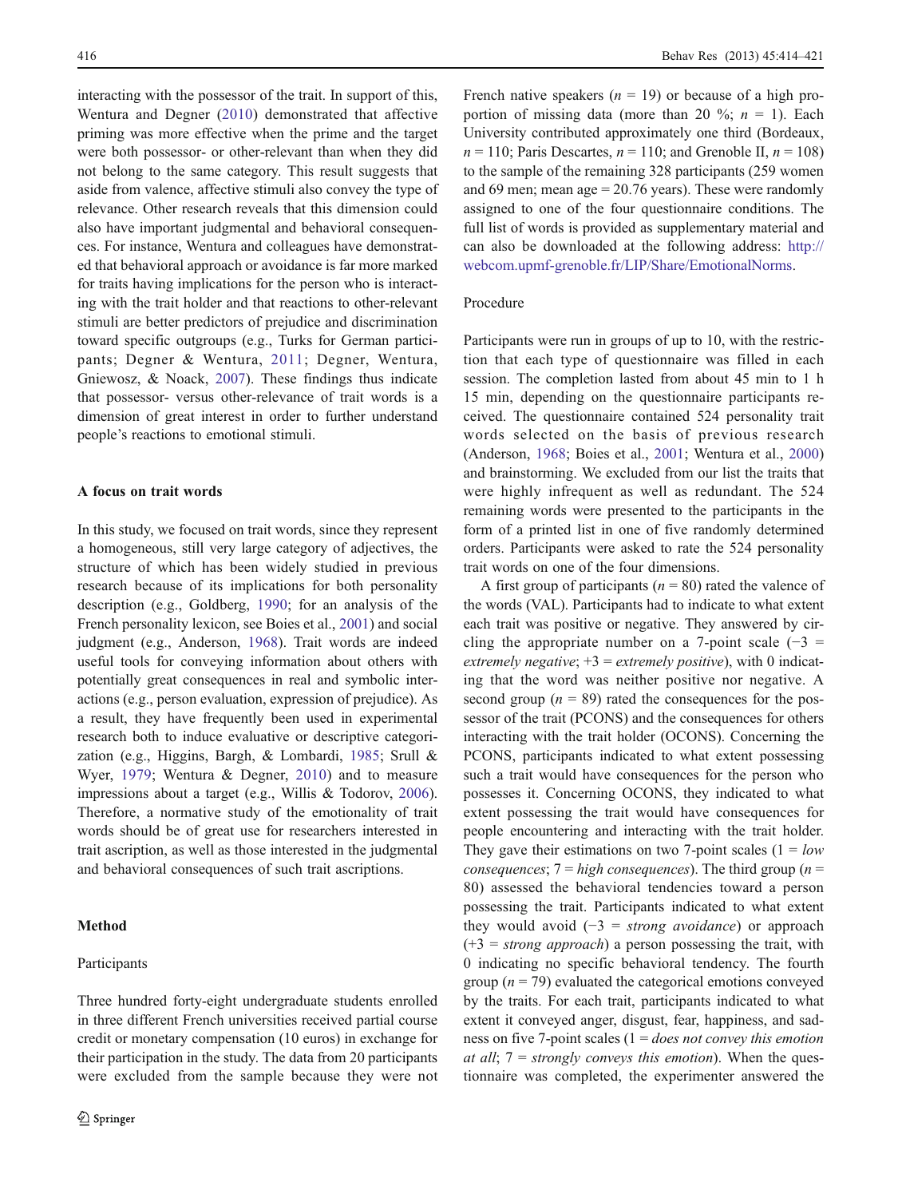interacting with the possessor of the trait. In support of this, Wentura and Degner (2010) demonstrated that affective priming was more effective when the prime and the target were both possessor- or other-relevant than when they did not belong to the same category. This result suggests that aside from valence, affective stimuli also convey the type of relevance. Other research reveals that this dimension could also have important judgmental and behavioral consequences. For instance, Wentura and colleagues have demonstrated that behavioral approach or avoidance is far more marked for traits having implications for the person who is interacting with the trait holder and that reactions to other-relevant stimuli are better predictors of prejudice and discrimination toward specific outgroups (e.g., Turks for German participants; Degner & Wentura, 2011; Degner, Wentura, Gniewosz, & Noack, 2007). These findings thus indicate that possessor- versus other-relevance of trait words is a dimension of great interest in order to further understand people's reactions to emotional stimuli.

### A focus on trait words

In this study, we focused on trait words, since they represent a homogeneous, still very large category of adjectives, the structure of which has been widely studied in previous research because of its implications for both personality description (e.g., Goldberg, 1990; for an analysis of the French personality lexicon, see Boies et al., 2001) and social judgment (e.g., Anderson, 1968). Trait words are indeed useful tools for conveying information about others with potentially great consequences in real and symbolic interactions (e.g., person evaluation, expression of prejudice). As a result, they have frequently been used in experimental research both to induce evaluative or descriptive categorization (e.g., Higgins, Bargh, & Lombardi, 1985; Srull & Wyer, 1979; Wentura & Degner, 2010) and to measure impressions about a target (e.g., Willis & Todorov, 2006). Therefore, a normative study of the emotionality of trait words should be of great use for researchers interested in trait ascription, as well as those interested in the judgmental and behavioral consequences of such trait ascriptions.

## Method

### Participants

Three hundred forty-eight undergraduate students enrolled in three different French universities received partial course credit or monetary compensation (10 euros) in exchange for their participation in the study. The data from 20 participants were excluded from the sample because they were not French native speakers ($n = 19$) or because of a high proportion of missing data (more than 20 %; $n = 1$). Each University contributed approximately one third (Bordeaux, $n = 110$; Paris Descartes, $n = 110$; and Grenoble II, $n = 108$) to the sample of the remaining 328 participants (259 women and 69 men; mean age = 20.76 years). These were randomly assigned to one of the four questionnaire conditions. The full list of words is provided as supplementary material and can also be downloaded at the following address: http://webcom.upmf-grenoble.fr/LIP/Share/EmotionalNorms.

### Procedure

Participants were run in groups of up to 10, with the restriction that each type of questionnaire was filled in each session. The completion lasted from about 45 min to 1 h 15 min, depending on the questionnaire participants received. The questionnaire contained 524 personality trait words selected on the basis of previous research (Anderson, 1968; Boies et al., 2001; Wentura et al., 2000) and brainstorming. We excluded from our list the traits that were highly infrequent as well as redundant. The 524 remaining words were presented to the participants in the form of a printed list in one of five randomly determined orders. Participants were asked to rate the 524 personality trait words on one of the four dimensions.

A first group of participants ($n = 80$) rated the valence of the words (VAL). Participants had to indicate to what extent each trait was positive or negative. They answered by circling the appropriate number on a 7-point scale (−3 = *extremely negative*; +3 = *extremely positive*), with 0 indicating that the word was neither positive nor negative. A second group ($n = 89$) rated the consequences for the possessor of the trait (PCONS) and the consequences for others interacting with the trait holder (OCONS). Concerning the PCONS, participants indicated to what extent possessing such a trait would have consequences for the person who possesses it. Concerning OCONS, they indicated to what extent possessing the trait would have consequences for people encountering and interacting with the trait holder. They gave their estimations on two 7-point scales (1 = *low consequences*; 7 = *high consequences*). The third group ($n = 80$) assessed the behavioral tendencies toward a person possessing the trait. Participants indicated to what extent they would avoid (−3 = *strong avoidance*) or approach (+3 = *strong approach*) a person possessing the trait, with 0 indicating no specific behavioral tendency. The fourth group ($n = 79$) evaluated the categorical emotions conveyed by the traits. For each trait, participants indicated to what extent it conveyed anger, disgust, fear, happiness, and sadness on five 7-point scales (1 = *does not convey this emotion at all*; 7 = *strongly conveys this emotion*). When the questionnaire was completed, the experimenter answered the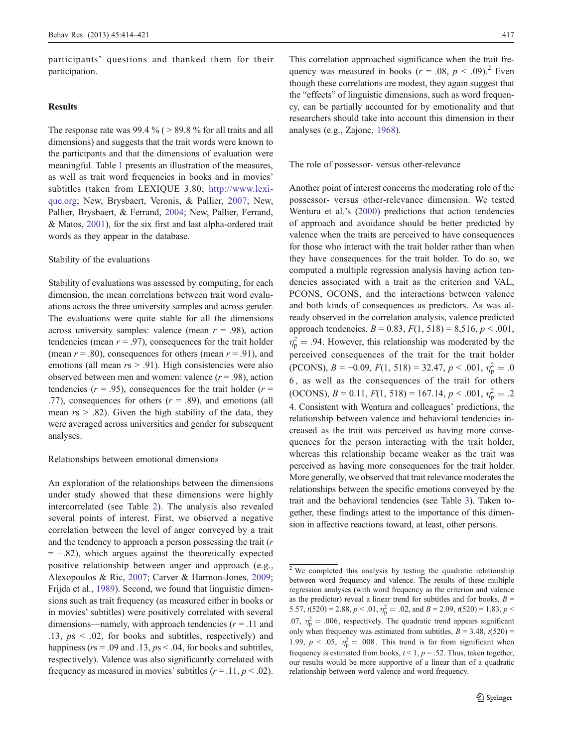participants' questions and thanked them for their participation.

## Results

The response rate was 99.4 % ( > 89.8 % for all traits and all dimensions) and suggests that the trait words were known to the participants and that the dimensions of evaluation were meaningful. Table 1 presents an illustration of the measures, as well as trait word frequencies in books and in movies' subtitles (taken from LEXIQUE 3.80; http://www.lexique.org; New, Brysbaert, Veronis, & Pallier, 2007; New, Pallier, Brysbaert, & Ferrand, 2004; New, Pallier, Ferrand, & Matos, 2001), for the six first and last alpha-ordered trait words as they appear in the database.

### Stability of the evaluations

Stability of evaluations was assessed by computing, for each dimension, the mean correlations between trait word evaluations across the three university samples and across gender. The evaluations were quite stable for all the dimensions across university samples: valence (mean $r = .98$), action tendencies (mean $r = .97$), consequences for the trait holder (mean $r = .80$), consequences for others (mean $r = .91$), and emotions (all mean $r$s > .91). High consistencies were also observed between men and women: valence ($r = .98$), action tendencies ($r = .95$), consequences for the trait holder ($r = .77$), consequences for others ($r = .89$), and emotions (all mean $r$s > .82). Given the high stability of the data, they were averaged across universities and gender for subsequent analyses.

### Relationships between emotional dimensions

An exploration of the relationships between the dimensions under study showed that these dimensions were highly intercorrelated (see Table 2). The analysis also revealed several points of interest. First, we observed a negative correlation between the level of anger conveyed by a trait and the tendency to approach a person possessing the trait ($r = -.82$), which argues against the theoretically expected positive relationship between anger and approach (e.g., Alexopoulos & Ric, 2007; Carver & Harmon-Jones, 2009; Frijda et al., 1989). Second, we found that linguistic dimensions such as trait frequency (as measured either in books or in movies' subtitles) were positively correlated with several dimensions—namely, with approach tendencies ($r = .11$ and $.13$, $p\text{s} < .02$, for books and subtitles, respectively) and happiness ($r\text{s} = .09$ and $.13$, $p\text{s} < .04$, for books and subtitles, respectively). Valence was also significantly correlated with frequency as measured in movies' subtitles ($r = .11$, $p < .02$). This correlation approached significance when the trait frequency was measured in books ($r = .08$, $p < .09$).[2] Even though these correlations are modest, they again suggest that the "effects" of linguistic dimensions, such as word frequency, can be partially accounted for by emotionality and that researchers should take into account this dimension in their analyses (e.g., Zajonc, 1968).

### The role of possessor- versus other-relevance

Another point of interest concerns the moderating role of the possessor- versus other-relevance dimension. We tested Wentura et al.'s (2000) predictions that action tendencies of approach and avoidance should be better predicted by valence when the traits are perceived to have consequences for those who interact with the trait holder rather than when they have consequences for the trait holder. To do so, we computed a multiple regression analysis having action tendencies associated with a trait as the criterion and VAL, PCONS, OCONS, and the interactions between valence and both kinds of consequences as predictors. As was already observed in the correlation analysis, valence predicted approach tendencies, $B = 0.83$, $F(1, 518) = 8{,}516$, $p < .001$, $\eta_p^2 = .94$. However, this relationship was moderated by the perceived consequences of the trait for the trait holder (PCONS), $B = -0.09$, $F(1, 518) = 32.47$, $p < .001$, $\eta_p^2 = .06$, as well as the consequences of the trait for others (OCONS), $B = 0.11$, $F(1, 518) = 167.14$, $p < .001$, $\eta_p^2 = .24$. Consistent with Wentura and colleagues' predictions, the relationship between valence and behavioral tendencies increased as the trait was perceived as having more consequences for the person interacting with the trait holder, whereas this relationship became weaker as the trait was perceived as having more consequences for the trait holder. More generally, we observed that trait relevance moderates the relationships between the specific emotions conveyed by the trait and the behavioral tendencies (see Table 3). Taken together, these findings attest to the importance of this dimension in affective reactions toward, at least, other persons.

---

[2] We completed this analysis by testing the quadratic relationship between word frequency and valence. The results of these multiple regression analyses (with word frequency as the criterion and valence as the predictor) reveal a linear trend for subtitles and for books, $B = 5.57$, $t(520) = 2.88$, $p < .01$, $\eta_p^2 = .02$, and $B = 2.09$, $t(520) = 1.83$, $p < .07$, $\eta_p^2 = .006$, respectively. The quadratic trend appears significant only when frequency was estimated from subtitles, $B = 3.48$, $t(520) = 1.99$, $p < .05$, $\eta_p^2 = .008$. This trend is far from significant when frequency is estimated from books, $t < 1$, $p = .52$. Thus, taken together, our results would be more supportive of a linear than of a quadratic relationship between word valence and word frequency.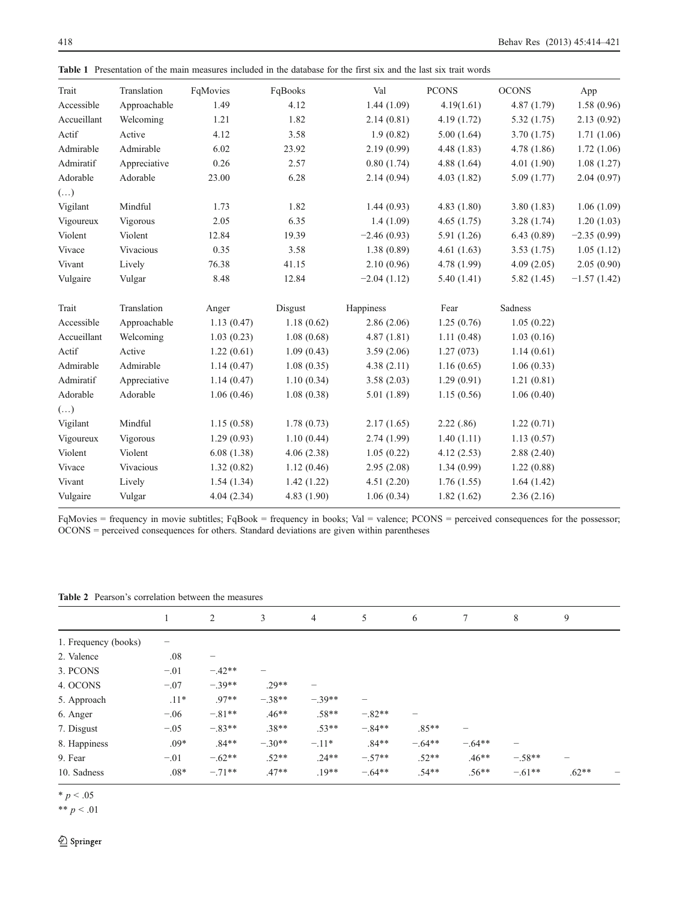**Table 1** Presentation of the main measures included in the database for the first six and the last six trait words

| Trait | Translation | FqMovies | FqBooks | Val | PCONS | OCONS | App |
|---|---|---|---|---|---|---|---|
| Accessible | Approachable | 1.49 | 4.12 | 1.44 (1.09) | 4.19(1.61) | 4.87 (1.79) | 1.58 (0.96) |
| Accueillant | Welcoming | 1.21 | 1.82 | 2.14 (0.81) | 4.19 (1.72) | 5.32 (1.75) | 2.13 (0.92) |
| Actif | Active | 4.12 | 3.58 | 1.9 (0.82) | 5.00 (1.64) | 3.70 (1.75) | 1.71 (1.06) |
| Admirable | Admirable | 6.02 | 23.92 | 2.19 (0.99) | 4.48 (1.83) | 4.78 (1.86) | 1.72 (1.06) |
| Admiratif | Appreciative | 0.26 | 2.57 | 0.80 (1.74) | 4.88 (1.64) | 4.01 (1.90) | 1.08 (1.27) |
| Adorable | Adorable | 23.00 | 6.28 | 2.14 (0.94) | 4.03 (1.82) | 5.09 (1.77) | 2.04 (0.97) |
| (…) | | | | | | | |
| Vigilant | Mindful | 1.73 | 1.82 | 1.44 (0.93) | 4.83 (1.80) | 3.80 (1.83) | 1.06 (1.09) |
| Vigoureux | Vigorous | 2.05 | 6.35 | 1.4 (1.09) | 4.65 (1.75) | 3.28 (1.74) | 1.20 (1.03) |
| Violent | Violent | 12.84 | 19.39 | −2.46 (0.93) | 5.91 (1.26) | 6.43 (0.89) | −2.35 (0.99) |
| Vivace | Vivacious | 0.35 | 3.58 | 1.38 (0.89) | 4.61 (1.63) | 3.53 (1.75) | 1.05 (1.12) |
| Vivant | Lively | 76.38 | 41.15 | 2.10 (0.96) | 4.78 (1.99) | 4.09 (2.05) | 2.05 (0.90) |
| Vulgaire | Vulgar | 8.48 | 12.84 | −2.04 (1.12) | 5.40 (1.41) | 5.82 (1.45) | −1.57 (1.42) |

| Trait | Translation | Anger | Disgust | Happiness | Fear | Sadness |
|---|---|---|---|---|---|---|
| Accessible | Approachable | 1.13 (0.47) | 1.18 (0.62) | 2.86 (2.06) | 1.25 (0.76) | 1.05 (0.22) |
| Accueillant | Welcoming | 1.03 (0.23) | 1.08 (0.68) | 4.87 (1.81) | 1.11 (0.48) | 1.03 (0.16) |
| Actif | Active | 1.22 (0.61) | 1.09 (0.43) | 3.59 (2.06) | 1.27 (073) | 1.14 (0.61) |
| Admirable | Admirable | 1.14 (0.47) | 1.08 (0.35) | 4.38 (2.11) | 1.16 (0.65) | 1.06 (0.33) |
| Admiratif | Appreciative | 1.14 (0.47) | 1.10 (0.34) | 3.58 (2.03) | 1.29 (0.91) | 1.21 (0.81) |
| Adorable | Adorable | 1.06 (0.46) | 1.08 (0.38) | 5.01 (1.89) | 1.15 (0.56) | 1.06 (0.40) |
| (…) | | | | | | |
| Vigilant | Mindful | 1.15 (0.58) | 1.78 (0.73) | 2.17 (1.65) | 2.22 (.86) | 1.22 (0.71) |
| Vigoureux | Vigorous | 1.29 (0.93) | 1.10 (0.44) | 2.74 (1.99) | 1.40 (1.11) | 1.13 (0.57) |
| Violent | Violent | 6.08 (1.38) | 4.06 (2.38) | 1.05 (0.22) | 4.12 (2.53) | 2.88 (2.40) |
| Vivace | Vivacious | 1.32 (0.82) | 1.12 (0.46) | 2.95 (2.08) | 1.34 (0.99) | 1.22 (0.88) |
| Vivant | Lively | 1.54 (1.34) | 1.42 (1.22) | 4.51 (2.20) | 1.76 (1.55) | 1.64 (1.42) |
| Vulgaire | Vulgar | 4.04 (2.34) | 4.83 (1.90) | 1.06 (0.34) | 1.82 (1.62) | 2.36 (2.16) |

FqMovies = frequency in movie subtitles; FqBook = frequency in books; Val = valence; PCONS = perceived consequences for the possessor; OCONS = perceived consequences for others. Standard deviations are given within parentheses

**Table 2** Pearson's correlation between the measures

| | 1 | 2 | 3 | 4 | 5 | 6 | 7 | 8 | 9 | |
|---|---|---|---|---|---|---|---|---|---|---|
| 1. Frequency (books) | – | | | | | | | | | |
| 2. Valence | .08 | – | | | | | | | | |
| 3. PCONS | −.01 | −.42** | – | | | | | | | |
| 4. OCONS | −.07 | −.39** | .29** | – | | | | | | |
| 5. Approach | .11* | .97** | −.38** | −.39** | – | | | | | |
| 6. Anger | −.06 | −.81** | .46** | .58** | −.82** | – | | | | |
| 7. Disgust | −.05 | −.83** | .38** | .53** | −.84** | .85** | – | | | |
| 8. Happiness | .09* | .84** | −.30** | −.11* | .84** | −.64** | −.64** | – | | |
| 9. Fear | −.01 | −.62** | .52** | .24** | −.57** | .52** | .46** | −.58** | – | |
| 10. Sadness | .08* | −.71** | .47** | .19** | −.64** | .54** | .56** | −.61** | .62** | – |

\* $p < .05$

\*\* $p < .01$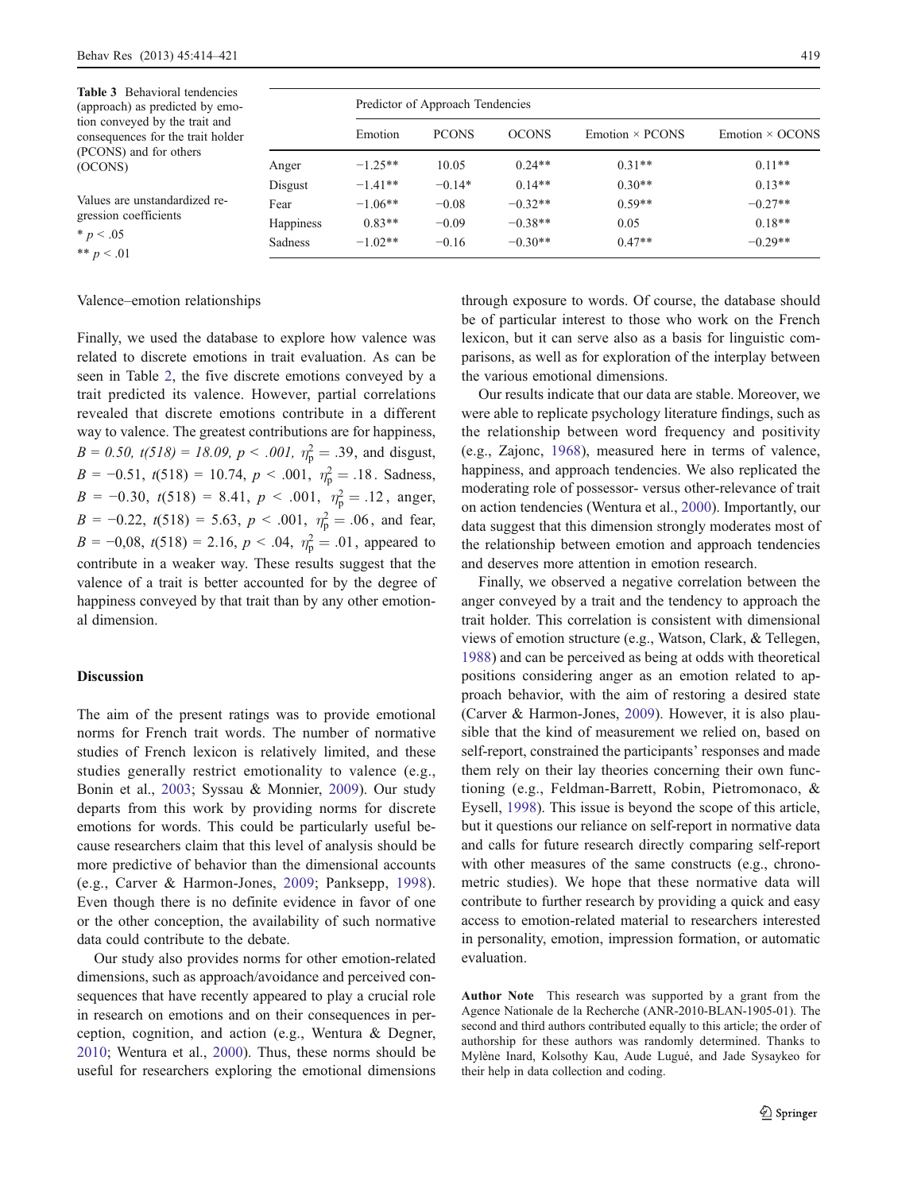**Table 3** Behavioral tendencies (approach) as predicted by emotion conveyed by the trait and consequences for the trait holder (PCONS) and for others (OCONS)

| | Predictor of Approach Tendencies | | | | |
|---|---|---|---|---|---|
| | Emotion | PCONS | OCONS | Emotion × PCONS | Emotion × OCONS |
| Anger | −1.25** | 10.05 | 0.24** | 0.31** | 0.11** |
| Disgust | −1.41** | −0.14* | 0.14** | 0.30** | 0.13** |
| Fear | −1.06** | −0.08 | −0.32** | 0.59** | −0.27** |
| Happiness | 0.83** | −0.09 | −0.38** | 0.05 | 0.18** |
| Sadness | −1.02** | −0.16 | −0.30** | 0.47** | −0.29** |

Values are unstandardized regression coefficients

* $p < .05$

** $p < .01$

### Valence–emotion relationships

Finally, we used the database to explore how valence was related to discrete emotions in trait evaluation. As can be seen in Table 2, the five discrete emotions conveyed by a trait predicted its valence. However, partial correlations revealed that discrete emotions contribute in a different way to valence. The greatest contributions are for happiness, $B = 0.50,\ t(518) = 18.09,\ p < .001,\ \eta^2_p = .39$, and disgust, $B = -0.51$, $t(518) = 10.74$, $p < .001$, $\eta^2_p = .18$. Sadness, $B = -0.30$, $t(518) = 8.41$, $p < .001$, $\eta^2_p = .12$, anger, $B = -0.22$, $t(518) = 5.63$, $p < .001$, $\eta^2_p = .06$, and fear, $B = -0{,}08$, $t(518) = 2.16$, $p < .04$, $\eta^2_p = .01$, appeared to contribute in a weaker way. These results suggest that the valence of a trait is better accounted for by the degree of happiness conveyed by that trait than by any other emotional dimension.

## Discussion

The aim of the present ratings was to provide emotional norms for French trait words. The number of normative studies of French lexicon is relatively limited, and these studies generally restrict emotionality to valence (e.g., Bonin et al., 2003; Syssau & Monnier, 2009). Our study departs from this work by providing norms for discrete emotions for words. This could be particularly useful because researchers claim that this level of analysis should be more predictive of behavior than the dimensional accounts (e.g., Carver & Harmon-Jones, 2009; Panksepp, 1998). Even though there is no definite evidence in favor of one or the other conception, the availability of such normative data could contribute to the debate.

Our study also provides norms for other emotion-related dimensions, such as approach/avoidance and perceived consequences that have recently appeared to play a crucial role in research on emotions and on their consequences in perception, cognition, and action (e.g., Wentura & Degner, 2010; Wentura et al., 2000). Thus, these norms should be useful for researchers exploring the emotional dimensions through exposure to words. Of course, the database should be of particular interest to those who work on the French lexicon, but it can serve also as a basis for linguistic comparisons, as well as for exploration of the interplay between the various emotional dimensions.

Our results indicate that our data are stable. Moreover, we were able to replicate psychology literature findings, such as the relationship between word frequency and positivity (e.g., Zajonc, 1968), measured here in terms of valence, happiness, and approach tendencies. We also replicated the moderating role of possessor- versus other-relevance of trait on action tendencies (Wentura et al., 2000). Importantly, our data suggest that this dimension strongly moderates most of the relationship between emotion and approach tendencies and deserves more attention in emotion research.

Finally, we observed a negative correlation between the anger conveyed by a trait and the tendency to approach the trait holder. This correlation is consistent with dimensional views of emotion structure (e.g., Watson, Clark, & Tellegen, 1988) and can be perceived as being at odds with theoretical positions considering anger as an emotion related to approach behavior, with the aim of restoring a desired state (Carver & Harmon-Jones, 2009). However, it is also plausible that the kind of measurement we relied on, based on self-report, constrained the participants' responses and made them rely on their lay theories concerning their own functioning (e.g., Feldman-Barrett, Robin, Pietromonaco, & Eysell, 1998). This issue is beyond the scope of this article, but it questions our reliance on self-report in normative data and calls for future research directly comparing self-report with other measures of the same constructs (e.g., chronometric studies). We hope that these normative data will contribute to further research by providing a quick and easy access to emotion-related material to researchers interested in personality, emotion, impression formation, or automatic evaluation.

**Author Note** This research was supported by a grant from the Agence Nationale de la Recherche (ANR-2010-BLAN-1905-01). The second and third authors contributed equally to this article; the order of authorship for these authors was randomly determined. Thanks to Mylène Inard, Kolsothy Kau, Aude Lugué, and Jade Sysaykeo for their help in data collection and coding.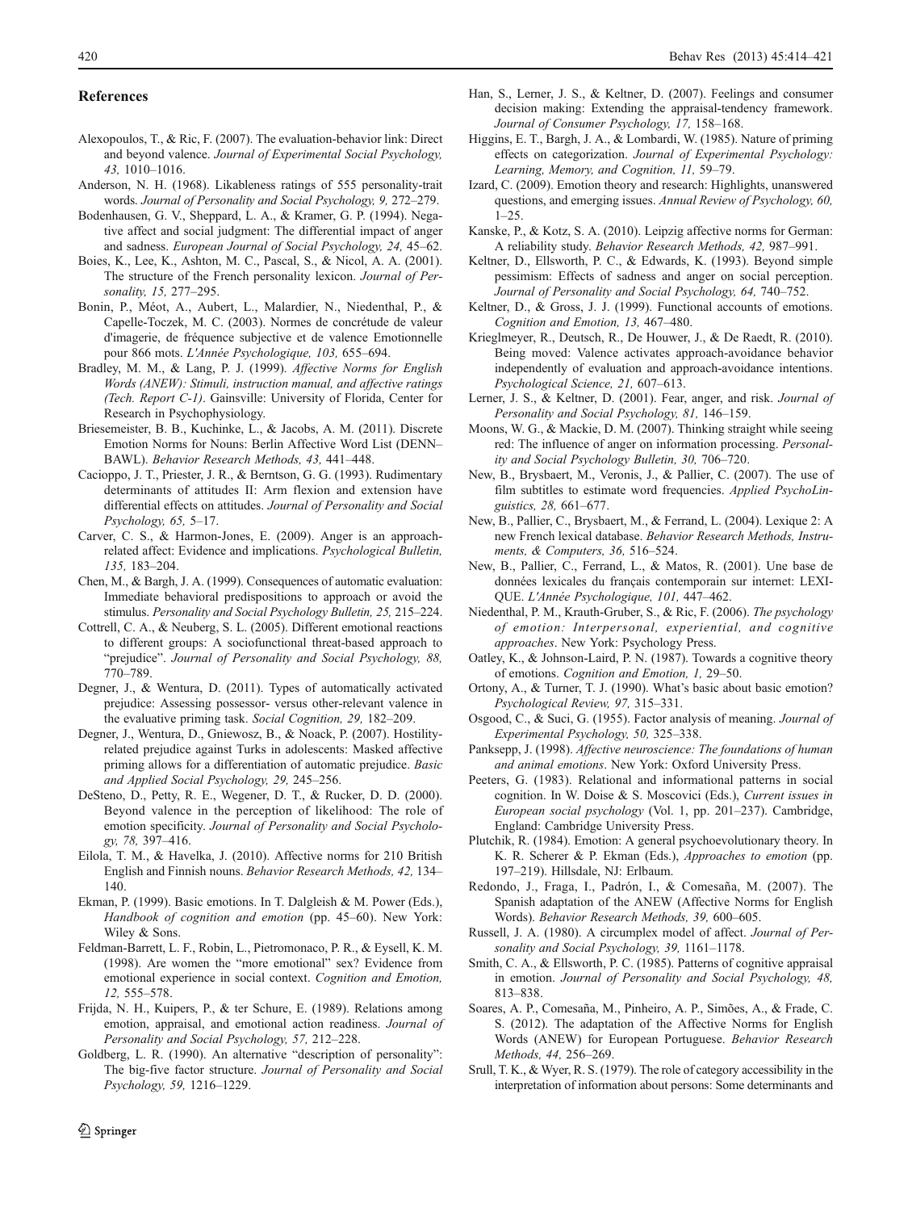## References

Alexopoulos, T., & Ric, F. (2007). The evaluation-behavior link: Direct and beyond valence. *Journal of Experimental Social Psychology, 43,* 1010–1016.

Anderson, N. H. (1968). Likableness ratings of 555 personality-trait words. *Journal of Personality and Social Psychology, 9,* 272–279.

Bodenhausen, G. V., Sheppard, L. A., & Kramer, G. P. (1994). Negative affect and social judgment: The differential impact of anger and sadness. *European Journal of Social Psychology, 24,* 45–62.

Boies, K., Lee, K., Ashton, M. C., Pascal, S., & Nicol, A. A. (2001). The structure of the French personality lexicon. *Journal of Personality, 15,* 277–295.

Bonin, P., Méot, A., Aubert, L., Malardier, N., Niedenthal, P., & Capelle-Toczek, M. C. (2003). Normes de concrétude de valeur d'imagerie, de fréquence subjective et de valence Emotionnelle pour 866 mots. *L'Année Psychologique, 103,* 655–694.

Bradley, M. M., & Lang, P. J. (1999). *Affective Norms for English Words (ANEW): Stimuli, instruction manual, and affective ratings (Tech. Report C-1)*. Gainsville: University of Florida, Center for Research in Psychophysiology.

Briesemeister, B. B., Kuchinke, L., & Jacobs, A. M. (2011). Discrete Emotion Norms for Nouns: Berlin Affective Word List (DENN–BAWL). *Behavior Research Methods, 43,* 441–448.

Cacioppo, J. T., Priester, J. R., & Berntson, G. G. (1993). Rudimentary determinants of attitudes II: Arm flexion and extension have differential effects on attitudes. *Journal of Personality and Social Psychology, 65,* 5–17.

Carver, C. S., & Harmon-Jones, E. (2009). Anger is an approach-related affect: Evidence and implications. *Psychological Bulletin, 135,* 183–204.

Chen, M., & Bargh, J. A. (1999). Consequences of automatic evaluation: Immediate behavioral predispositions to approach or avoid the stimulus. *Personality and Social Psychology Bulletin, 25,* 215–224.

Cottrell, C. A., & Neuberg, S. L. (2005). Different emotional reactions to different groups: A sociofunctional threat-based approach to "prejudice". *Journal of Personality and Social Psychology, 88,* 770–789.

Degner, J., & Wentura, D. (2011). Types of automatically activated prejudice: Assessing possessor- versus other-relevant valence in the evaluative priming task. *Social Cognition, 29,* 182–209.

Degner, J., Wentura, D., Gniewosz, B., & Noack, P. (2007). Hostility-related prejudice against Turks in adolescents: Masked affective priming allows for a differentiation of automatic prejudice. *Basic and Applied Social Psychology, 29,* 245–256.

DeSteno, D., Petty, R. E., Wegener, D. T., & Rucker, D. D. (2000). Beyond valence in the perception of likelihood: The role of emotion specificity. *Journal of Personality and Social Psychology, 78,* 397–416.

Eilola, T. M., & Havelka, J. (2010). Affective norms for 210 British English and Finnish nouns. *Behavior Research Methods, 42,* 134–140.

Ekman, P. (1999). Basic emotions. In T. Dalgleish & M. Power (Eds.), *Handbook of cognition and emotion* (pp. 45–60). New York: Wiley & Sons.

Feldman-Barrett, L. F., Robin, L., Pietromonaco, P. R., & Eysell, K. M. (1998). Are women the "more emotional" sex? Evidence from emotional experience in social context. *Cognition and Emotion, 12,* 555–578.

Frijda, N. H., Kuipers, P., & ter Schure, E. (1989). Relations among emotion, appraisal, and emotional action readiness. *Journal of Personality and Social Psychology, 57,* 212–228.

Goldberg, L. R. (1990). An alternative "description of personality": The big-five factor structure. *Journal of Personality and Social Psychology, 59,* 1216–1229.

Han, S., Lerner, J. S., & Keltner, D. (2007). Feelings and consumer decision making: Extending the appraisal-tendency framework. *Journal of Consumer Psychology, 17,* 158–168.

Higgins, E. T., Bargh, J. A., & Lombardi, W. (1985). Nature of priming effects on categorization. *Journal of Experimental Psychology: Learning, Memory, and Cognition, 11,* 59–79.

Izard, C. (2009). Emotion theory and research: Highlights, unanswered questions, and emerging issues. *Annual Review of Psychology, 60,* 1–25.

Kanske, P., & Kotz, S. A. (2010). Leipzig affective norms for German: A reliability study. *Behavior Research Methods, 42,* 987–991.

Keltner, D., Ellsworth, P. C., & Edwards, K. (1993). Beyond simple pessimism: Effects of sadness and anger on social perception. *Journal of Personality and Social Psychology, 64,* 740–752.

Keltner, D., & Gross, J. J. (1999). Functional accounts of emotions. *Cognition and Emotion, 13,* 467–480.

Krieglmeyer, R., Deutsch, R., De Houwer, J., & De Raedt, R. (2010). Being moved: Valence activates approach-avoidance behavior independently of evaluation and approach-avoidance intentions. *Psychological Science, 21,* 607–613.

Lerner, J. S., & Keltner, D. (2001). Fear, anger, and risk. *Journal of Personality and Social Psychology, 81,* 146–159.

Moons, W. G., & Mackie, D. M. (2007). Thinking straight while seeing red: The influence of anger on information processing. *Personality and Social Psychology Bulletin, 30,* 706–720.

New, B., Brysbaert, M., Veronis, J., & Pallier, C. (2007). The use of film subtitles to estimate word frequencies. *Applied PsychoLinguistics, 28,* 661–677.

New, B., Pallier, C., Brysbaert, M., & Ferrand, L. (2004). Lexique 2: A new French lexical database. *Behavior Research Methods, Instruments, & Computers, 36,* 516–524.

New, B., Pallier, C., Ferrand, L., & Matos, R. (2001). Une base de données lexicales du français contemporain sur internet: LEXIQUE. *L'Année Psychologique, 101,* 447–462.

Niedenthal, P. M., Krauth-Gruber, S., & Ric, F. (2006). *The psychology of emotion: Interpersonal, experiential, and cognitive approaches*. New York: Psychology Press.

Oatley, K., & Johnson-Laird, P. N. (1987). Towards a cognitive theory of emotions. *Cognition and Emotion, 1,* 29–50.

Ortony, A., & Turner, T. J. (1990). What's basic about basic emotion? *Psychological Review, 97,* 315–331.

Osgood, C., & Suci, G. (1955). Factor analysis of meaning. *Journal of Experimental Psychology, 50,* 325–338.

Panksepp, J. (1998). *Affective neuroscience: The foundations of human and animal emotions*. New York: Oxford University Press.

Peeters, G. (1983). Relational and informational patterns in social cognition. In W. Doise & S. Moscovici (Eds.), *Current issues in European social psychology* (Vol. 1, pp. 201–237). Cambridge, England: Cambridge University Press.

Plutchik, R. (1984). Emotion: A general psychoevolutionary theory. In K. R. Scherer & P. Ekman (Eds.), *Approaches to emotion* (pp. 197–219). Hillsdale, NJ: Erlbaum.

Redondo, J., Fraga, I., Padrón, I., & Comesaña, M. (2007). The Spanish adaptation of the ANEW (Affective Norms for English Words). *Behavior Research Methods, 39,* 600–605.

Russell, J. A. (1980). A circumplex model of affect. *Journal of Personality and Social Psychology, 39,* 1161–1178.

Smith, C. A., & Ellsworth, P. C. (1985). Patterns of cognitive appraisal in emotion. *Journal of Personality and Social Psychology, 48,* 813–838.

Soares, A. P., Comesaña, M., Pinheiro, A. P., Simões, A., & Frade, C. S. (2012). The adaptation of the Affective Norms for English Words (ANEW) for European Portuguese. *Behavior Research Methods, 44,* 256–269.

Srull, T. K., & Wyer, R. S. (1979). The role of category accessibility in the interpretation of information about persons: Some determinants and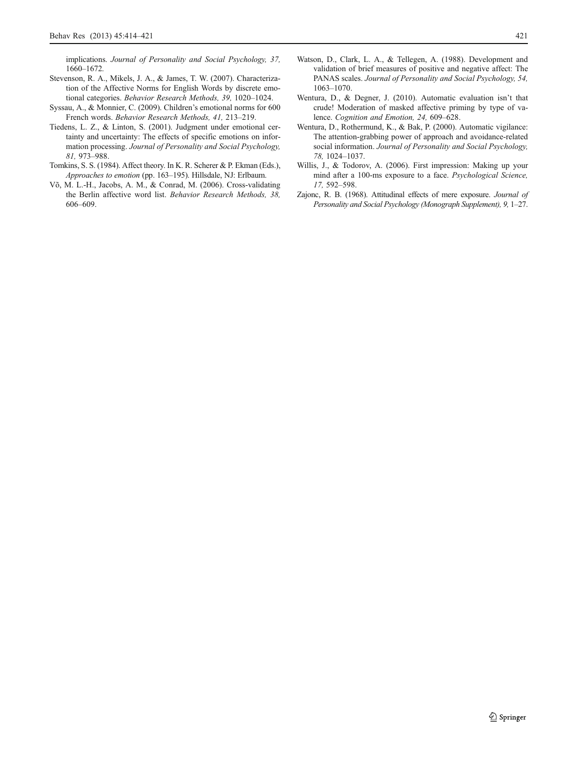implications. *Journal of Personality and Social Psychology, 37,* 1660–1672.

Stevenson, R. A., Mikels, J. A., & James, T. W. (2007). Characterization of the Affective Norms for English Words by discrete emotional categories. *Behavior Research Methods, 39,* 1020–1024.

Syssau, A., & Monnier, C. (2009). Children's emotional norms for 600 French words. *Behavior Research Methods, 41,* 213–219.

Tiedens, L. Z., & Linton, S. (2001). Judgment under emotional certainty and uncertainty: The effects of specific emotions on information processing. *Journal of Personality and Social Psychology, 81,* 973–988.

Tomkins, S. S. (1984). Affect theory. In K. R. Scherer & P. Ekman (Eds.), *Approaches to emotion* (pp. 163–195). Hillsdale, NJ: Erlbaum.

Võ, M. L.-H., Jacobs, A. M., & Conrad, M. (2006). Cross-validating the Berlin affective word list. *Behavior Research Methods, 38,* 606–609.

Watson, D., Clark, L. A., & Tellegen, A. (1988). Development and validation of brief measures of positive and negative affect: The PANAS scales. *Journal of Personality and Social Psychology, 54,* 1063–1070.

Wentura, D., & Degner, J. (2010). Automatic evaluation isn't that crude! Moderation of masked affective priming by type of valence. *Cognition and Emotion, 24,* 609–628.

Wentura, D., Rothermund, K., & Bak, P. (2000). Automatic vigilance: The attention-grabbing power of approach and avoidance-related social information. *Journal of Personality and Social Psychology, 78,* 1024–1037.

Willis, J., & Todorov, A. (2006). First impression: Making up your mind after a 100-ms exposure to a face. *Psychological Science, 17,* 592–598.

Zajonc, R. B. (1968). Attitudinal effects of mere exposure. *Journal of Personality and Social Psychology (Monograph Supplement), 9,* 1–27.